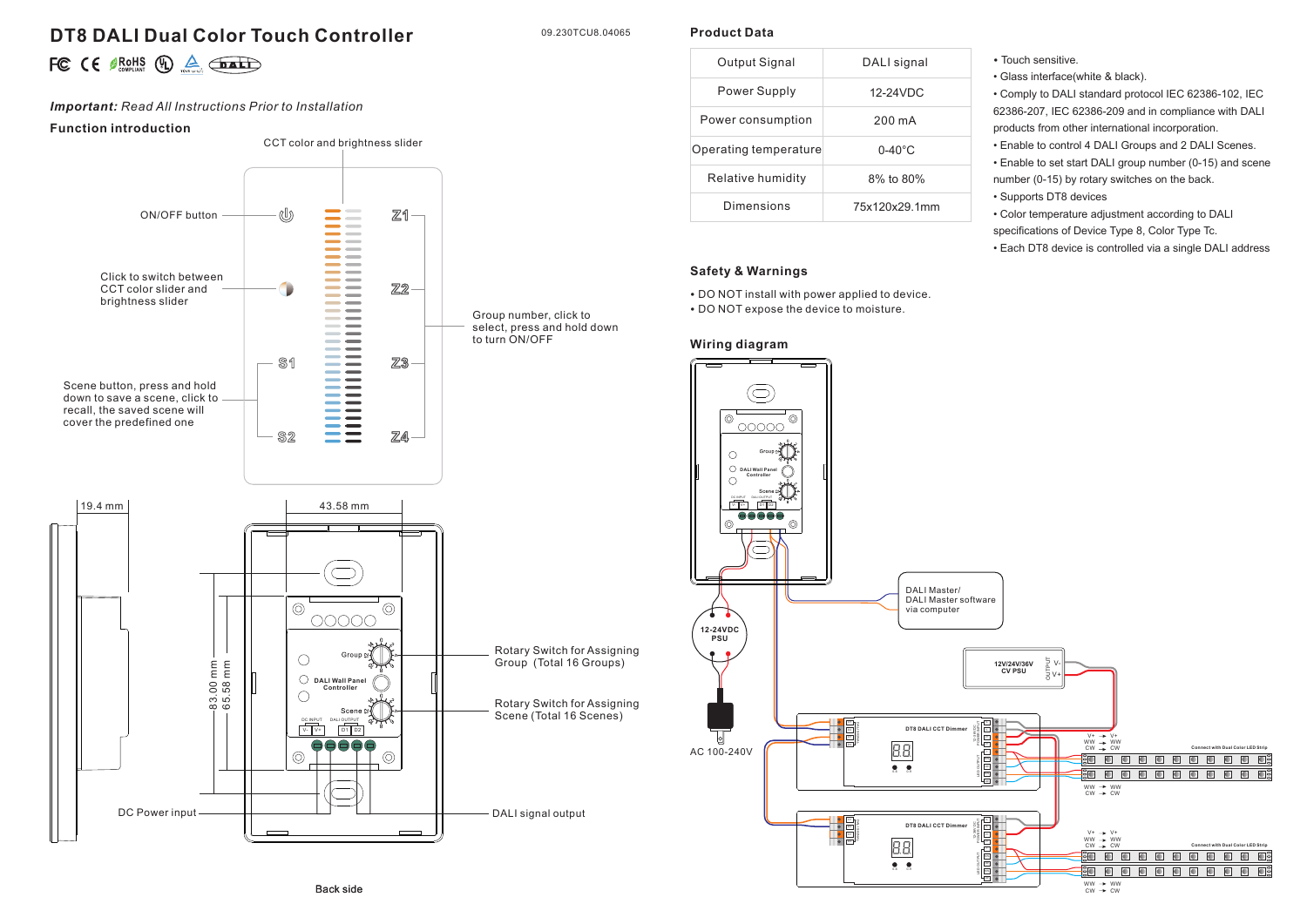# DT8 DALI Dual Color Touch Controller

09.230TCU8.04065

***Important:*** *Read All Instructions Prior to Installation*

## Function introduction

CCT color and brightness slider

ON/OFF button

Click to switch between CCT color slider and brightness slider

Scene button, press and hold down to save a scene, click to recall, the saved scene will cover the predefined one

Group number, click to select, press and hold down to turn ON/OFF

19.4 mm

43.58 mm

83.00 mm

65.58 mm

Rotary Switch for Assigning Group (Total 16 Groups)

Rotary Switch for Assigning Scene (Total 16 Scenes)

DC Power input

DALI signal output

Back side

## Product Data

| Output Signal | DALI signal |
|---|---|
| Power Supply | 12-24VDC |
| Power consumption | 200 mA |
| Operating temperature | 0-40°C |
| Relative humidity | 8% to 80% |
| Dimensions | 75x120x29.1mm |

- Touch sensitive.
- Glass interface(white & black).
- Comply to DALI standard protocol IEC 62386-102, IEC 62386-207, IEC 62386-209 and in compliance with DALI products from other international incorporation.
- Enable to control 4 DALI Groups and 2 DALI Scenes.
- Enable to set start DALI group number (0-15) and scene number (0-15) by rotary switches on the back.
- Supports DT8 devices
- Color temperature adjustment according to DALI specifications of Device Type 8, Color Type Tc.
- Each DT8 device is controlled via a single DALI address

## Safety & Warnings

- DO NOT install with power applied to device.
- DO NOT expose the device to moisture.

## Wiring diagram

12-24VDC PSU

AC 100-240V

DALI Master/ DALI Master software via computer

12V/24V/36V CV PSU

DT8 DALI CCT Dimmer

Connect with Dual Color LED Strip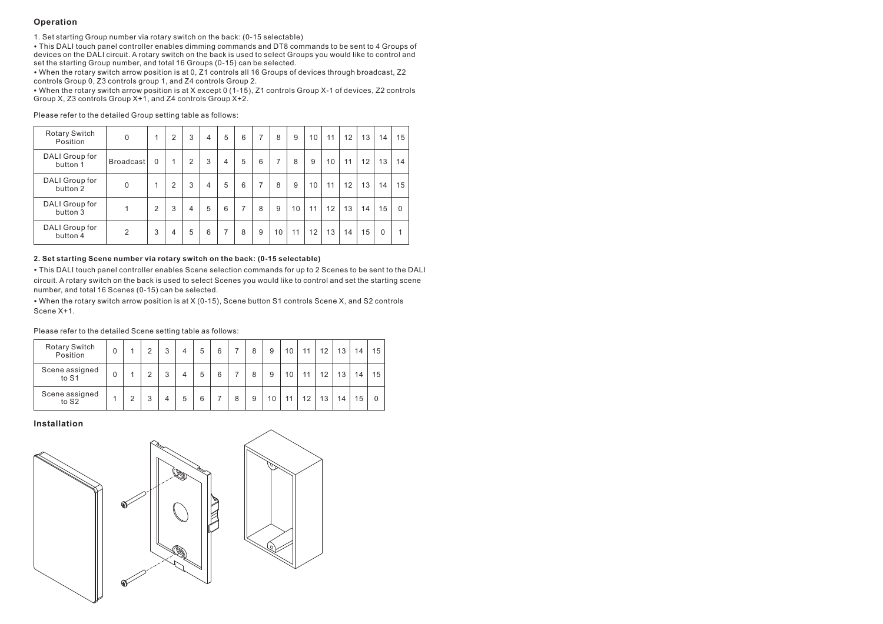## Operation

1. Set starting Group number via rotary switch on the back: (0-15 selectable)

• This DALI touch panel controller enables dimming commands and DT8 commands to be sent to 4 Groups of devices on the DALI circuit. A rotary switch on the back is used to select Groups you would like to control and set the starting Group number, and total 16 Groups (0-15) can be selected.

• When the rotary switch arrow position is at 0, Z1 controls all 16 Groups of devices through broadcast, Z2 controls Group 0, Z3 controls group 1, and Z4 controls Group 2.

• When the rotary switch arrow position is at X except 0 (1-15), Z1 controls Group X-1 of devices, Z2 controls Group X, Z3 controls Group X+1, and Z4 controls Group X+2.

Please refer to the detailed Group setting table as follows:

| Rotary Switch Position | 0 | 1 | 2 | 3 | 4 | 5 | 6 | 7 | 8 | 9 | 10 | 11 | 12 | 13 | 14 | 15 |
|---|---|---|---|---|---|---|---|---|---|---|---|---|---|---|---|---|
| DALI Group for button 1 | Broadcast | 0 | 1 | 2 | 3 | 4 | 5 | 6 | 7 | 8 | 9 | 10 | 11 | 12 | 13 | 14 |
| DALI Group for button 2 | 0 | 1 | 2 | 3 | 4 | 5 | 6 | 7 | 8 | 9 | 10 | 11 | 12 | 13 | 14 | 15 |
| DALI Group for button 3 | 1 | 2 | 3 | 4 | 5 | 6 | 7 | 8 | 9 | 10 | 11 | 12 | 13 | 14 | 15 | 0 |
| DALI Group for button 4 | 2 | 3 | 4 | 5 | 6 | 7 | 8 | 9 | 10 | 11 | 12 | 13 | 14 | 15 | 0 | 1 |

**2. Set starting Scene number via rotary switch on the back: (0-15 selectable)**

• This DALI touch panel controller enables Scene selection commands for up to 2 Scenes to be sent to the DALI circuit. A rotary switch on the back is used to select Scenes you would like to control and set the starting scene number, and total 16 Scenes (0-15) can be selected.

• When the rotary switch arrow position is at X (0-15), Scene button S1 controls Scene X, and S2 controls Scene X+1.

Please refer to the detailed Scene setting table as follows:

| Rotary Switch Position | 0 | 1 | 2 | 3 | 4 | 5 | 6 | 7 | 8 | 9 | 10 | 11 | 12 | 13 | 14 | 15 |
|---|---|---|---|---|---|---|---|---|---|---|---|---|---|---|---|---|
| Scene assigned to S1 | 0 | 1 | 2 | 3 | 4 | 5 | 6 | 7 | 8 | 9 | 10 | 11 | 12 | 13 | 14 | 15 |
| Scene assigned to S2 | 1 | 2 | 3 | 4 | 5 | 6 | 7 | 8 | 9 | 10 | 11 | 12 | 13 | 14 | 15 | 0 |

## Installation